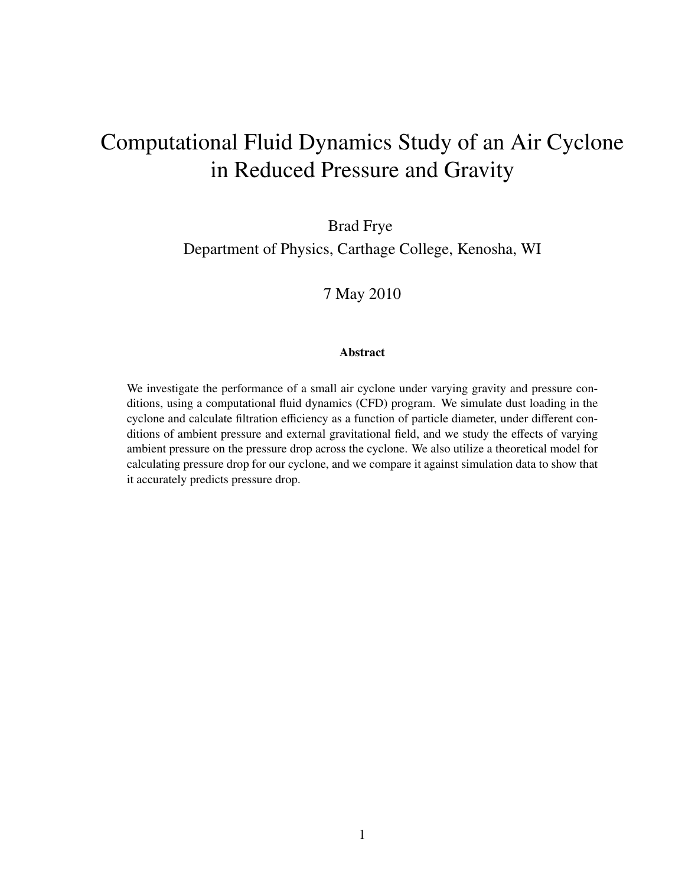# Computational Fluid Dynamics Study of an Air Cyclone in Reduced Pressure and Gravity

Brad Frye

Department of Physics, Carthage College, Kenosha, WI

7 May 2010

**Abstract**

We investigate the performance of a small air cyclone under varying gravity and pressure conditions, using a computational fluid dynamics (CFD) program. We simulate dust loading in the cyclone and calculate filtration efficiency as a function of particle diameter, under different conditions of ambient pressure and external gravitational field, and we study the effects of varying ambient pressure on the pressure drop across the cyclone. We also utilize a theoretical model for calculating pressure drop for our cyclone, and we compare it against simulation data to show that it accurately predicts pressure drop.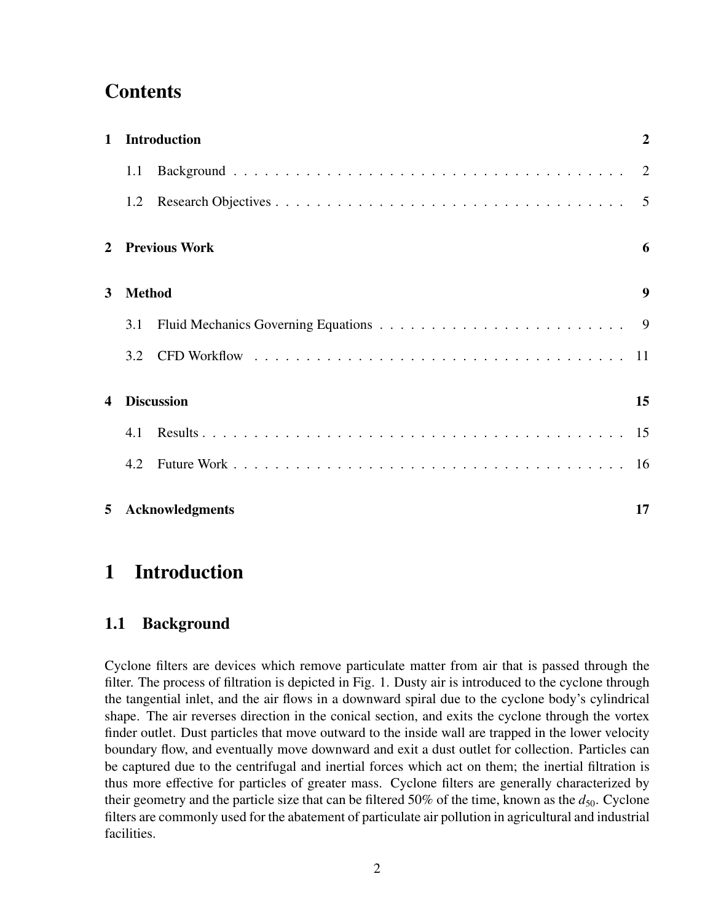# Contents

| | | |
|---|---|---|
| **1** | **Introduction** | **2** |
| | 1.1 Background | 2 |
| | 1.2 Research Objectives | 5 |
| **2** | **Previous Work** | **6** |
| **3** | **Method** | **9** |
| | 3.1 Fluid Mechanics Governing Equations | 9 |
| | 3.2 CFD Workflow | 11 |
| **4** | **Discussion** | **15** |
| | 4.1 Results | 15 |
| | 4.2 Future Work | 16 |
| **5** | **Acknowledgments** | **17** |

# 1 Introduction

## 1.1 Background

Cyclone filters are devices which remove particulate matter from air that is passed through the filter. The process of filtration is depicted in Fig. 1. Dusty air is introduced to the cyclone through the tangential inlet, and the air flows in a downward spiral due to the cyclone body's cylindrical shape. The air reverses direction in the conical section, and exits the cyclone through the vortex finder outlet. Dust particles that move outward to the inside wall are trapped in the lower velocity boundary flow, and eventually move downward and exit a dust outlet for collection. Particles can be captured due to the centrifugal and inertial forces which act on them; the inertial filtration is thus more effective for particles of greater mass. Cyclone filters are generally characterized by their geometry and the particle size that can be filtered 50% of the time, known as the $d_{50}$. Cyclone filters are commonly used for the abatement of particulate air pollution in agricultural and industrial facilities.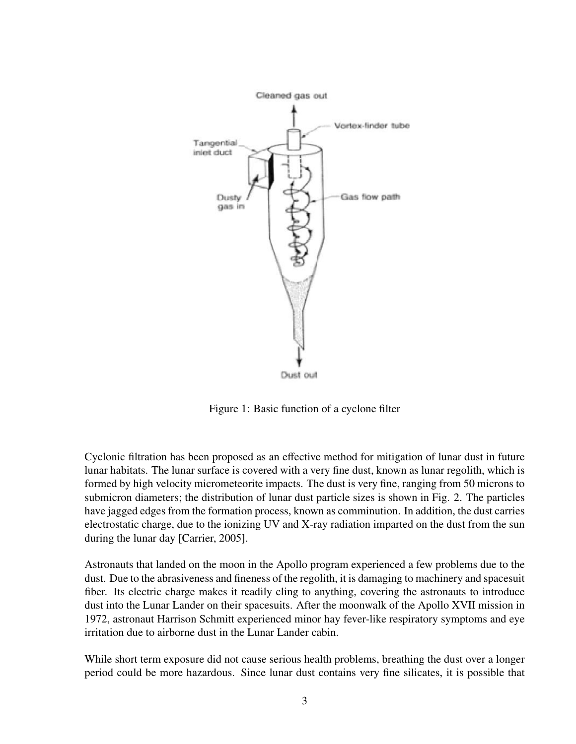Figure 1: Basic function of a cyclone filter

Cyclonic filtration has been proposed as an effective method for mitigation of lunar dust in future lunar habitats. The lunar surface is covered with a very fine dust, known as lunar regolith, which is formed by high velocity micrometeorite impacts. The dust is very fine, ranging from 50 microns to submicron diameters; the distribution of lunar dust particle sizes is shown in Fig. 2. The particles have jagged edges from the formation process, known as comminution. In addition, the dust carries electrostatic charge, due to the ionizing UV and X-ray radiation imparted on the dust from the sun during the lunar day [Carrier, 2005].

Astronauts that landed on the moon in the Apollo program experienced a few problems due to the dust. Due to the abrasiveness and fineness of the regolith, it is damaging to machinery and spacesuit fiber. Its electric charge makes it readily cling to anything, covering the astronauts to introduce dust into the Lunar Lander on their spacesuits. After the moonwalk of the Apollo XVII mission in 1972, astronaut Harrison Schmitt experienced minor hay fever-like respiratory symptoms and eye irritation due to airborne dust in the Lunar Lander cabin.

While short term exposure did not cause serious health problems, breathing the dust over a longer period could be more hazardous. Since lunar dust contains very fine silicates, it is possible that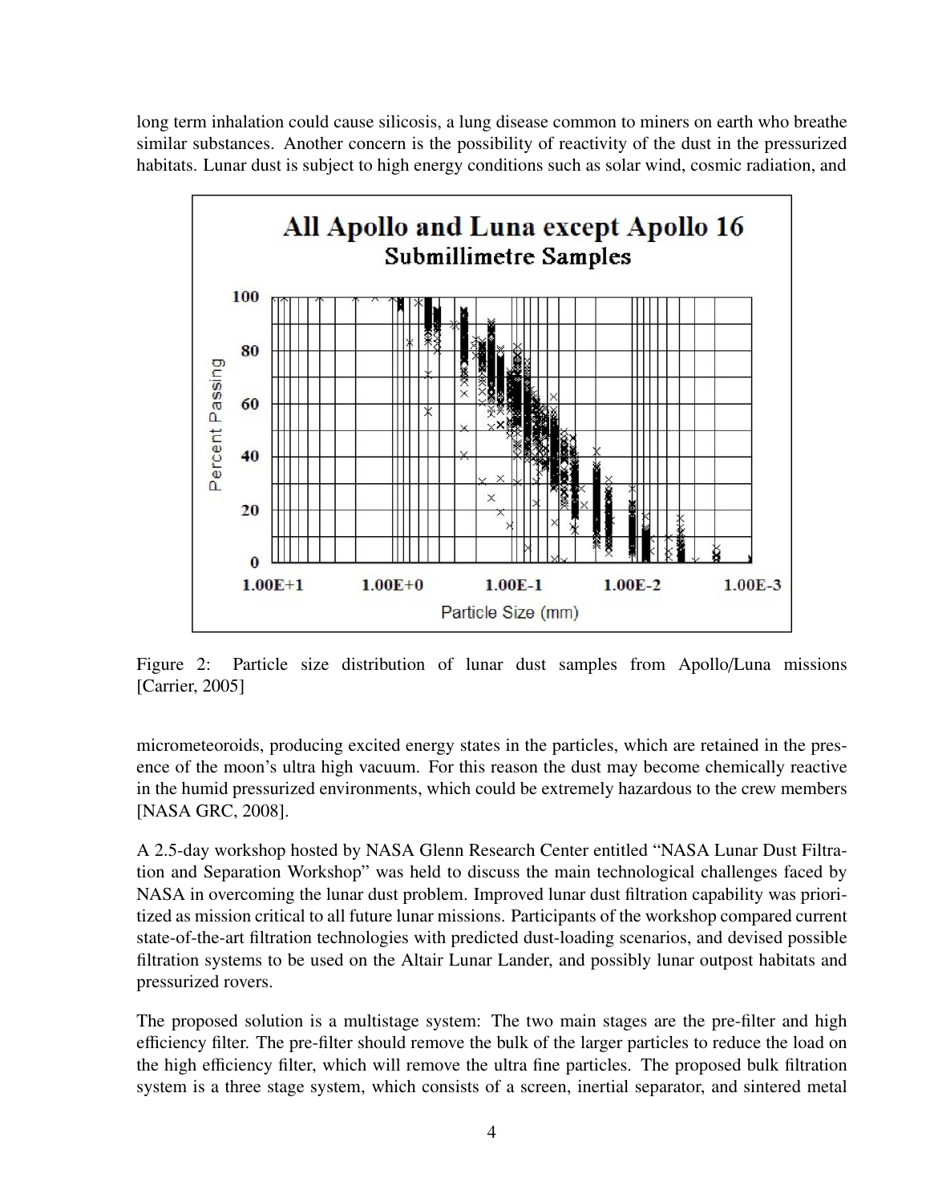long term inhalation could cause silicosis, a lung disease common to miners on earth who breathe similar substances. Another concern is the possibility of reactivity of the dust in the pressurized habitats. Lunar dust is subject to high energy conditions such as solar wind, cosmic radiation, and

Figure 2: Particle size distribution of lunar dust samples from Apollo/Luna missions [Carrier, 2005]

micrometeoroids, producing excited energy states in the particles, which are retained in the presence of the moon's ultra high vacuum. For this reason the dust may become chemically reactive in the humid pressurized environments, which could be extremely hazardous to the crew members [NASA GRC, 2008].

A 2.5-day workshop hosted by NASA Glenn Research Center entitled "NASA Lunar Dust Filtration and Separation Workshop" was held to discuss the main technological challenges faced by NASA in overcoming the lunar dust problem. Improved lunar dust filtration capability was prioritized as mission critical to all future lunar missions. Participants of the workshop compared current state-of-the-art filtration technologies with predicted dust-loading scenarios, and devised possible filtration systems to be used on the Altair Lunar Lander, and possibly lunar outpost habitats and pressurized rovers.

The proposed solution is a multistage system: The two main stages are the pre-filter and high efficiency filter. The pre-filter should remove the bulk of the larger particles to reduce the load on the high efficiency filter, which will remove the ultra fine particles. The proposed bulk filtration system is a three stage system, which consists of a screen, inertial separator, and sintered metal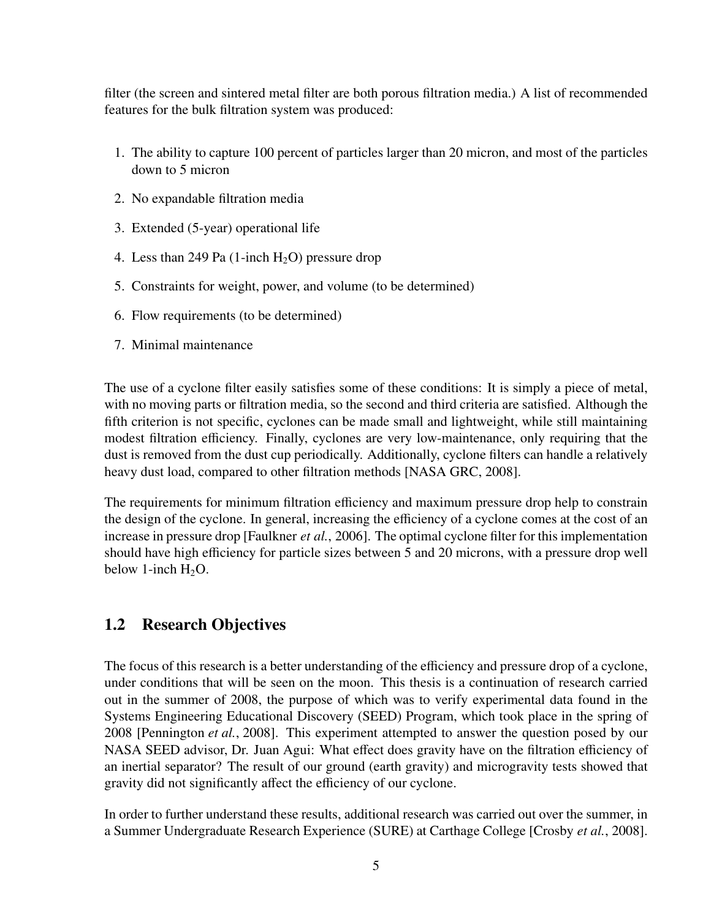filter (the screen and sintered metal filter are both porous filtration media.) A list of recommended features for the bulk filtration system was produced:

1. The ability to capture 100 percent of particles larger than 20 micron, and most of the particles down to 5 micron
2. No expandable filtration media
3. Extended (5-year) operational life
4. Less than 249 Pa (1-inch $H_2O$) pressure drop
5. Constraints for weight, power, and volume (to be determined)
6. Flow requirements (to be determined)
7. Minimal maintenance

The use of a cyclone filter easily satisfies some of these conditions: It is simply a piece of metal, with no moving parts or filtration media, so the second and third criteria are satisfied. Although the fifth criterion is not specific, cyclones can be made small and lightweight, while still maintaining modest filtration efficiency. Finally, cyclones are very low-maintenance, only requiring that the dust is removed from the dust cup periodically. Additionally, cyclone filters can handle a relatively heavy dust load, compared to other filtration methods [NASA GRC, 2008].

The requirements for minimum filtration efficiency and maximum pressure drop help to constrain the design of the cyclone. In general, increasing the efficiency of a cyclone comes at the cost of an increase in pressure drop [Faulkner *et al.*, 2006]. The optimal cyclone filter for this implementation should have high efficiency for particle sizes between 5 and 20 microns, with a pressure drop well below 1-inch $H_2O$.

## 1.2 Research Objectives

The focus of this research is a better understanding of the efficiency and pressure drop of a cyclone, under conditions that will be seen on the moon. This thesis is a continuation of research carried out in the summer of 2008, the purpose of which was to verify experimental data found in the Systems Engineering Educational Discovery (SEED) Program, which took place in the spring of 2008 [Pennington *et al.*, 2008]. This experiment attempted to answer the question posed by our NASA SEED advisor, Dr. Juan Agui: What effect does gravity have on the filtration efficiency of an inertial separator? The result of our ground (earth gravity) and microgravity tests showed that gravity did not significantly affect the efficiency of our cyclone.

In order to further understand these results, additional research was carried out over the summer, in a Summer Undergraduate Research Experience (SURE) at Carthage College [Crosby *et al.*, 2008].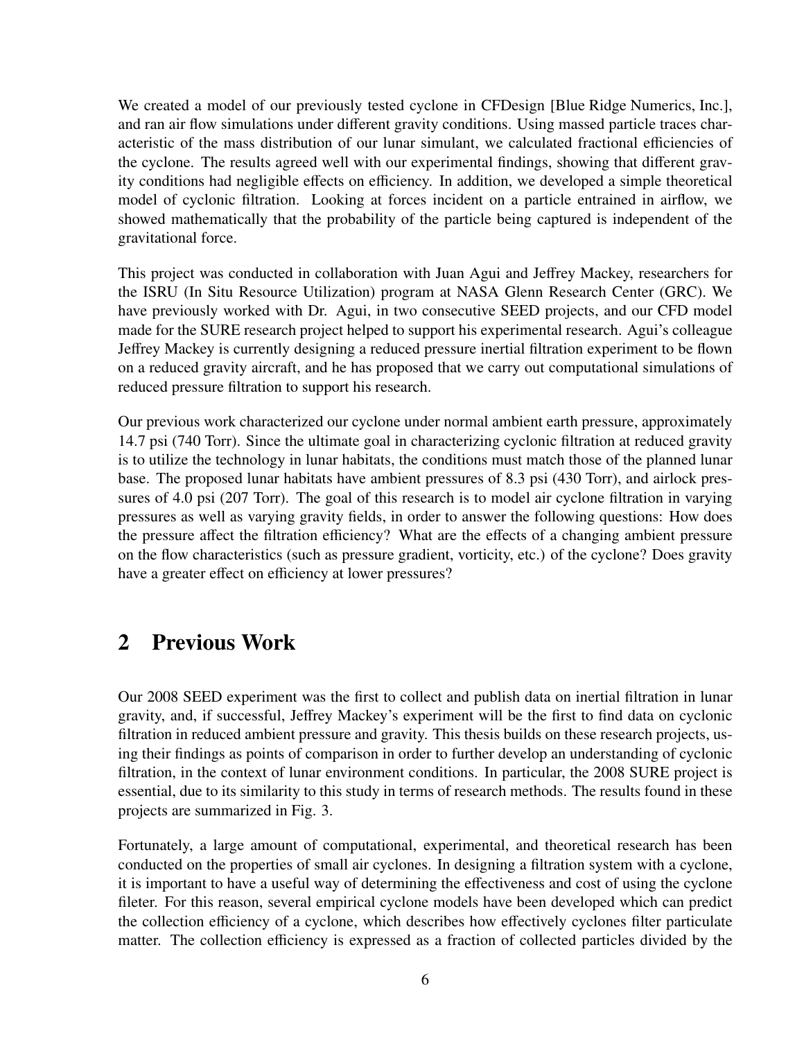We created a model of our previously tested cyclone in CFDesign [Blue Ridge Numerics, Inc.], and ran air flow simulations under different gravity conditions. Using massed particle traces characteristic of the mass distribution of our lunar simulant, we calculated fractional efficiencies of the cyclone. The results agreed well with our experimental findings, showing that different gravity conditions had negligible effects on efficiency. In addition, we developed a simple theoretical model of cyclonic filtration. Looking at forces incident on a particle entrained in airflow, we showed mathematically that the probability of the particle being captured is independent of the gravitational force.

This project was conducted in collaboration with Juan Agui and Jeffrey Mackey, researchers for the ISRU (In Situ Resource Utilization) program at NASA Glenn Research Center (GRC). We have previously worked with Dr. Agui, in two consecutive SEED projects, and our CFD model made for the SURE research project helped to support his experimental research. Agui's colleague Jeffrey Mackey is currently designing a reduced pressure inertial filtration experiment to be flown on a reduced gravity aircraft, and he has proposed that we carry out computational simulations of reduced pressure filtration to support his research.

Our previous work characterized our cyclone under normal ambient earth pressure, approximately 14.7 psi (740 Torr). Since the ultimate goal in characterizing cyclonic filtration at reduced gravity is to utilize the technology in lunar habitats, the conditions must match those of the planned lunar base. The proposed lunar habitats have ambient pressures of 8.3 psi (430 Torr), and airlock pressures of 4.0 psi (207 Torr). The goal of this research is to model air cyclone filtration in varying pressures as well as varying gravity fields, in order to answer the following questions: How does the pressure affect the filtration efficiency? What are the effects of a changing ambient pressure on the flow characteristics (such as pressure gradient, vorticity, etc.) of the cyclone? Does gravity have a greater effect on efficiency at lower pressures?

# 2 Previous Work

Our 2008 SEED experiment was the first to collect and publish data on inertial filtration in lunar gravity, and, if successful, Jeffrey Mackey's experiment will be the first to find data on cyclonic filtration in reduced ambient pressure and gravity. This thesis builds on these research projects, using their findings as points of comparison in order to further develop an understanding of cyclonic filtration, in the context of lunar environment conditions. In particular, the 2008 SURE project is essential, due to its similarity to this study in terms of research methods. The results found in these projects are summarized in Fig. 3.

Fortunately, a large amount of computational, experimental, and theoretical research has been conducted on the properties of small air cyclones. In designing a filtration system with a cyclone, it is important to have a useful way of determining the effectiveness and cost of using the cyclone fileter. For this reason, several empirical cyclone models have been developed which can predict the collection efficiency of a cyclone, which describes how effectively cyclones filter particulate matter. The collection efficiency is expressed as a fraction of collected particles divided by the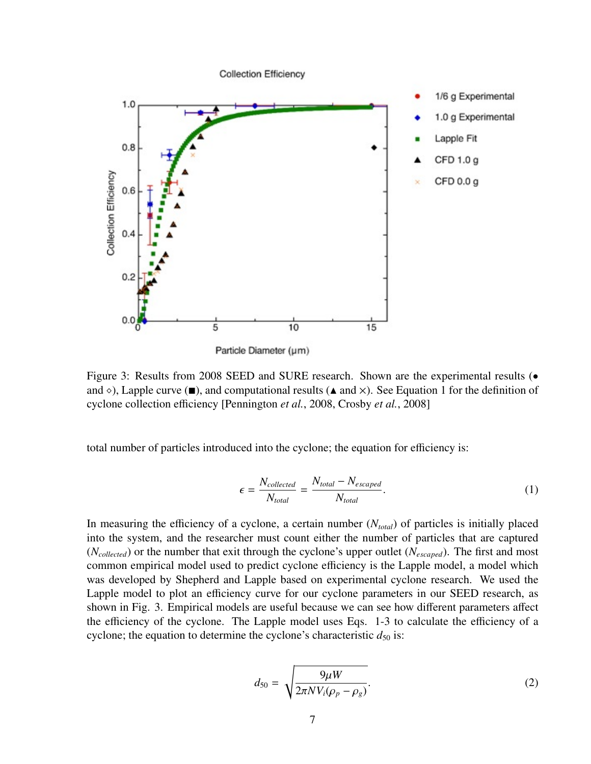Figure 3: Results from 2008 SEED and SURE research. Shown are the experimental results (• and ⋄), Lapple curve (■), and computational results (▲ and ×). See Equation 1 for the definition of cyclone collection efficiency [Pennington *et al.*, 2008, Crosby *et al.*, 2008]

total number of particles introduced into the cyclone; the equation for efficiency is:

$$\epsilon = \frac{N_{collected}}{N_{total}} = \frac{N_{total} - N_{escaped}}{N_{total}}. \tag{1}$$

In measuring the efficiency of a cyclone, a certain number ($N_{total}$) of particles is initially placed into the system, and the researcher must count either the number of particles that are captured ($N_{collected}$) or the number that exit through the cyclone's upper outlet ($N_{escaped}$). The first and most common empirical model used to predict cyclone efficiency is the Lapple model, a model which was developed by Shepherd and Lapple based on experimental cyclone research. We used the Lapple model to plot an efficiency curve for our cyclone parameters in our SEED research, as shown in Fig. 3. Empirical models are useful because we can see how different parameters affect the efficiency of the cyclone. The Lapple model uses Eqs. 1-3 to calculate the efficiency of a cyclone; the equation to determine the cyclone's characteristic $d_{50}$ is:

$$d_{50} = \sqrt{\frac{9\mu W}{2\pi N V_i(\rho_p - \rho_g)}}. \tag{2}$$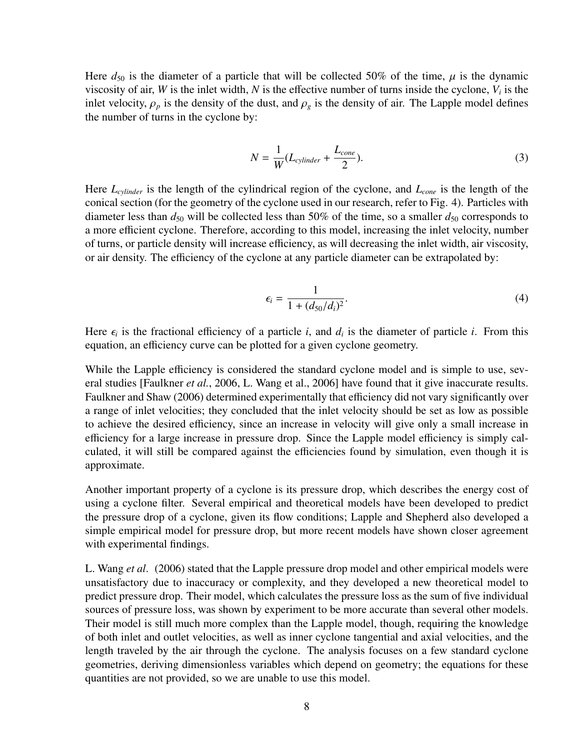Here $d_{50}$ is the diameter of a particle that will be collected 50% of the time, $\mu$ is the dynamic viscosity of air, $W$ is the inlet width, $N$ is the effective number of turns inside the cyclone, $V_i$ is the inlet velocity, $\rho_p$ is the density of the dust, and $\rho_g$ is the density of air. The Lapple model defines the number of turns in the cyclone by:

$$N = \frac{1}{W}(L_{cylinder} + \frac{L_{cone}}{2}). \tag{3}$$

Here $L_{cylinder}$ is the length of the cylindrical region of the cyclone, and $L_{cone}$ is the length of the conical section (for the geometry of the cyclone used in our research, refer to Fig. 4). Particles with diameter less than $d_{50}$ will be collected less than 50% of the time, so a smaller $d_{50}$ corresponds to a more efficient cyclone. Therefore, according to this model, increasing the inlet velocity, number of turns, or particle density will increase efficiency, as will decreasing the inlet width, air viscosity, or air density. The efficiency of the cyclone at any particle diameter can be extrapolated by:

$$\epsilon_i = \frac{1}{1 + (d_{50}/d_i)^2}. \tag{4}$$

Here $\epsilon_i$ is the fractional efficiency of a particle $i$, and $d_i$ is the diameter of particle $i$. From this equation, an efficiency curve can be plotted for a given cyclone geometry.

While the Lapple efficiency is considered the standard cyclone model and is simple to use, several studies [Faulkner *et al.*, 2006, L. Wang et al., 2006] have found that it give inaccurate results. Faulkner and Shaw (2006) determined experimentally that efficiency did not vary significantly over a range of inlet velocities; they concluded that the inlet velocity should be set as low as possible to achieve the desired efficiency, since an increase in velocity will give only a small increase in efficiency for a large increase in pressure drop. Since the Lapple model efficiency is simply calculated, it will still be compared against the efficiencies found by simulation, even though it is approximate.

Another important property of a cyclone is its pressure drop, which describes the energy cost of using a cyclone filter. Several empirical and theoretical models have been developed to predict the pressure drop of a cyclone, given its flow conditions; Lapple and Shepherd also developed a simple empirical model for pressure drop, but more recent models have shown closer agreement with experimental findings.

L. Wang *et al*. (2006) stated that the Lapple pressure drop model and other empirical models were unsatisfactory due to inaccuracy or complexity, and they developed a new theoretical model to predict pressure drop. Their model, which calculates the pressure loss as the sum of five individual sources of pressure loss, was shown by experiment to be more accurate than several other models. Their model is still much more complex than the Lapple model, though, requiring the knowledge of both inlet and outlet velocities, as well as inner cyclone tangential and axial velocities, and the length traveled by the air through the cyclone. The analysis focuses on a few standard cyclone geometries, deriving dimensionless variables which depend on geometry; the equations for these quantities are not provided, so we are unable to use this model.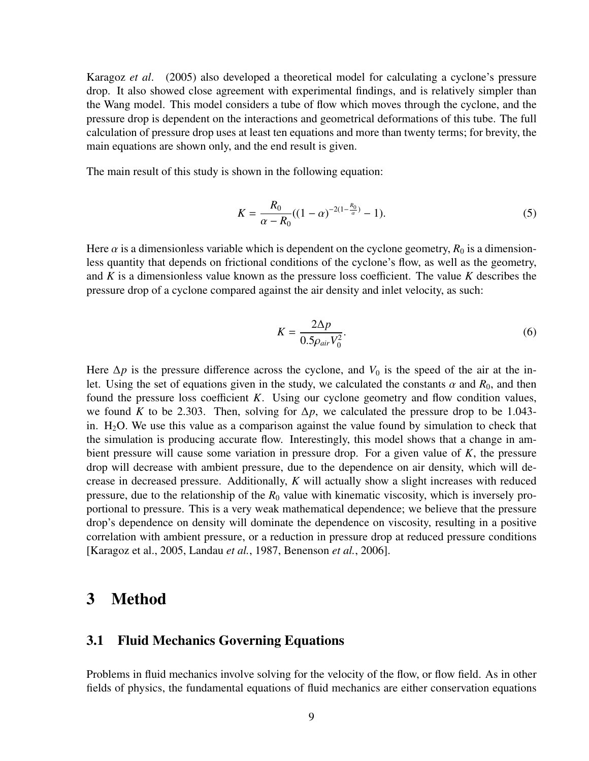Karagoz *et al*. (2005) also developed a theoretical model for calculating a cyclone's pressure drop. It also showed close agreement with experimental findings, and is relatively simpler than the Wang model. This model considers a tube of flow which moves through the cyclone, and the pressure drop is dependent on the interactions and geometrical deformations of this tube. The full calculation of pressure drop uses at least ten equations and more than twenty terms; for brevity, the main equations are shown only, and the end result is given.

The main result of this study is shown in the following equation:

$$K = \frac{R_0}{\alpha - R_0}((1-\alpha)^{-2(1-\frac{R_0}{\alpha})} - 1). \tag{5}$$

Here $\alpha$ is a dimensionless variable which is dependent on the cyclone geometry, $R_0$ is a dimensionless quantity that depends on frictional conditions of the cyclone's flow, as well as the geometry, and $K$ is a dimensionless value known as the pressure loss coefficient. The value $K$ describes the pressure drop of a cyclone compared against the air density and inlet velocity, as such:

$$K = \frac{2\Delta p}{0.5\rho_{air} V_0^2}. \tag{6}$$

Here $\Delta p$ is the pressure difference across the cyclone, and $V_0$ is the speed of the air at the inlet. Using the set of equations given in the study, we calculated the constants $\alpha$ and $R_0$, and then found the pressure loss coefficient $K$. Using our cyclone geometry and flow condition values, we found $K$ to be 2.303. Then, solving for $\Delta p$, we calculated the pressure drop to be 1.043-in. $H_2O$. We use this value as a comparison against the value found by simulation to check that the simulation is producing accurate flow. Interestingly, this model shows that a change in ambient pressure will cause some variation in pressure drop. For a given value of $K$, the pressure drop will decrease with ambient pressure, due to the dependence on air density, which will decrease in decreased pressure. Additionally, $K$ will actually show a slight increases with reduced pressure, due to the relationship of the $R_0$ value with kinematic viscosity, which is inversely proportional to pressure. This is a very weak mathematical dependence; we believe that the pressure drop's dependence on density will dominate the dependence on viscosity, resulting in a positive correlation with ambient pressure, or a reduction in pressure drop at reduced pressure conditions [Karagoz et al., 2005, Landau *et al.*, 1987, Benenson *et al.*, 2006].

# 3 Method

## 3.1 Fluid Mechanics Governing Equations

Problems in fluid mechanics involve solving for the velocity of the flow, or flow field. As in other fields of physics, the fundamental equations of fluid mechanics are either conservation equations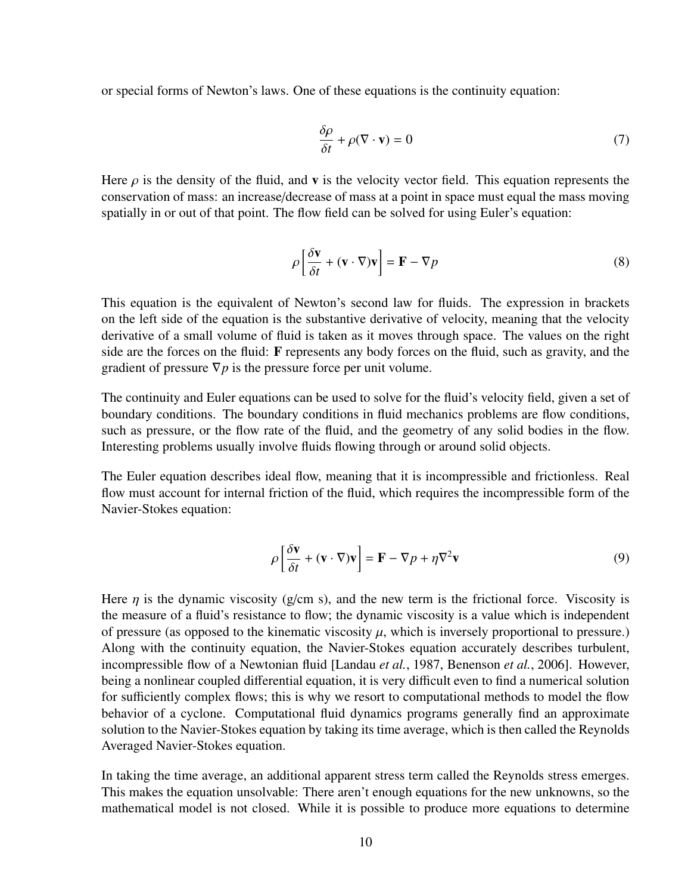or special forms of Newton's laws. One of these equations is the continuity equation:

$$\frac{\delta \rho}{\delta t} + \rho(\nabla \cdot \mathbf{v}) = 0 \tag{7}$$

Here $\rho$ is the density of the fluid, and $\mathbf{v}$ is the velocity vector field. This equation represents the conservation of mass: an increase/decrease of mass at a point in space must equal the mass moving spatially in or out of that point. The flow field can be solved for using Euler's equation:

$$\rho \left[ \frac{\delta \mathbf{v}}{\delta t} + (\mathbf{v} \cdot \nabla)\mathbf{v} \right] = \mathbf{F} - \nabla p \tag{8}$$

This equation is the equivalent of Newton's second law for fluids. The expression in brackets on the left side of the equation is the substantive derivative of velocity, meaning that the velocity derivative of a small volume of fluid is taken as it moves through space. The values on the right side are the forces on the fluid: $\mathbf{F}$ represents any body forces on the fluid, such as gravity, and the gradient of pressure $\nabla p$ is the pressure force per unit volume.

The continuity and Euler equations can be used to solve for the fluid's velocity field, given a set of boundary conditions. The boundary conditions in fluid mechanics problems are flow conditions, such as pressure, or the flow rate of the fluid, and the geometry of any solid bodies in the flow. Interesting problems usually involve fluids flowing through or around solid objects.

The Euler equation describes ideal flow, meaning that it is incompressible and frictionless. Real flow must account for internal friction of the fluid, which requires the incompressible form of the Navier-Stokes equation:

$$\rho \left[ \frac{\delta \mathbf{v}}{\delta t} + (\mathbf{v} \cdot \nabla)\mathbf{v} \right] = \mathbf{F} - \nabla p + \eta \nabla^2 \mathbf{v} \tag{9}$$

Here $\eta$ is the dynamic viscosity (g/cm s), and the new term is the frictional force. Viscosity is the measure of a fluid's resistance to flow; the dynamic viscosity is a value which is independent of pressure (as opposed to the kinematic viscosity $\mu$, which is inversely proportional to pressure.) Along with the continuity equation, the Navier-Stokes equation accurately describes turbulent, incompressible flow of a Newtonian fluid [Landau *et al.*, 1987, Benenson *et al.*, 2006]. However, being a nonlinear coupled differential equation, it is very difficult even to find a numerical solution for sufficiently complex flows; this is why we resort to computational methods to model the flow behavior of a cyclone. Computational fluid dynamics programs generally find an approximate solution to the Navier-Stokes equation by taking its time average, which is then called the Reynolds Averaged Navier-Stokes equation.

In taking the time average, an additional apparent stress term called the Reynolds stress emerges. This makes the equation unsolvable: There aren't enough equations for the new unknowns, so the mathematical model is not closed. While it is possible to produce more equations to determine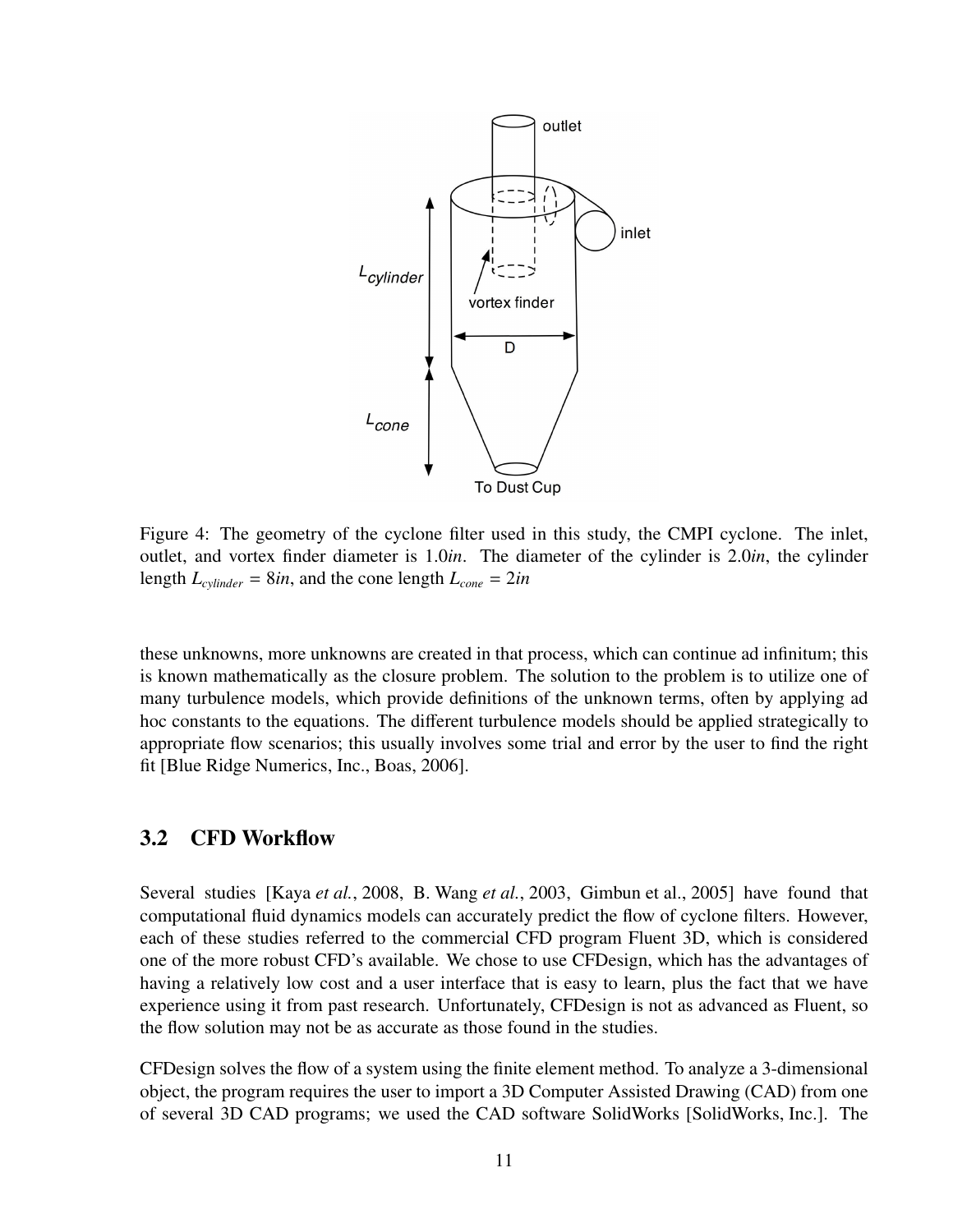Figure 4: The geometry of the cyclone filter used in this study, the CMPI cyclone. The inlet, outlet, and vortex finder diameter is 1.0*in*. The diameter of the cylinder is 2.0*in*, the cylinder length $L_{cylinder} = 8in$, and the cone length $L_{cone} = 2in$

these unknowns, more unknowns are created in that process, which can continue ad infinitum; this is known mathematically as the closure problem. The solution to the problem is to utilize one of many turbulence models, which provide definitions of the unknown terms, often by applying ad hoc constants to the equations. The different turbulence models should be applied strategically to appropriate flow scenarios; this usually involves some trial and error by the user to find the right fit [Blue Ridge Numerics, Inc., Boas, 2006].

## 3.2 CFD Workflow

Several studies [Kaya *et al.*, 2008, B. Wang *et al.*, 2003, Gimbun et al., 2005] have found that computational fluid dynamics models can accurately predict the flow of cyclone filters. However, each of these studies referred to the commercial CFD program Fluent 3D, which is considered one of the more robust CFD's available. We chose to use CFDesign, which has the advantages of having a relatively low cost and a user interface that is easy to learn, plus the fact that we have experience using it from past research. Unfortunately, CFDesign is not as advanced as Fluent, so the flow solution may not be as accurate as those found in the studies.

CFDesign solves the flow of a system using the finite element method. To analyze a 3-dimensional object, the program requires the user to import a 3D Computer Assisted Drawing (CAD) from one of several 3D CAD programs; we used the CAD software SolidWorks [SolidWorks, Inc.]. The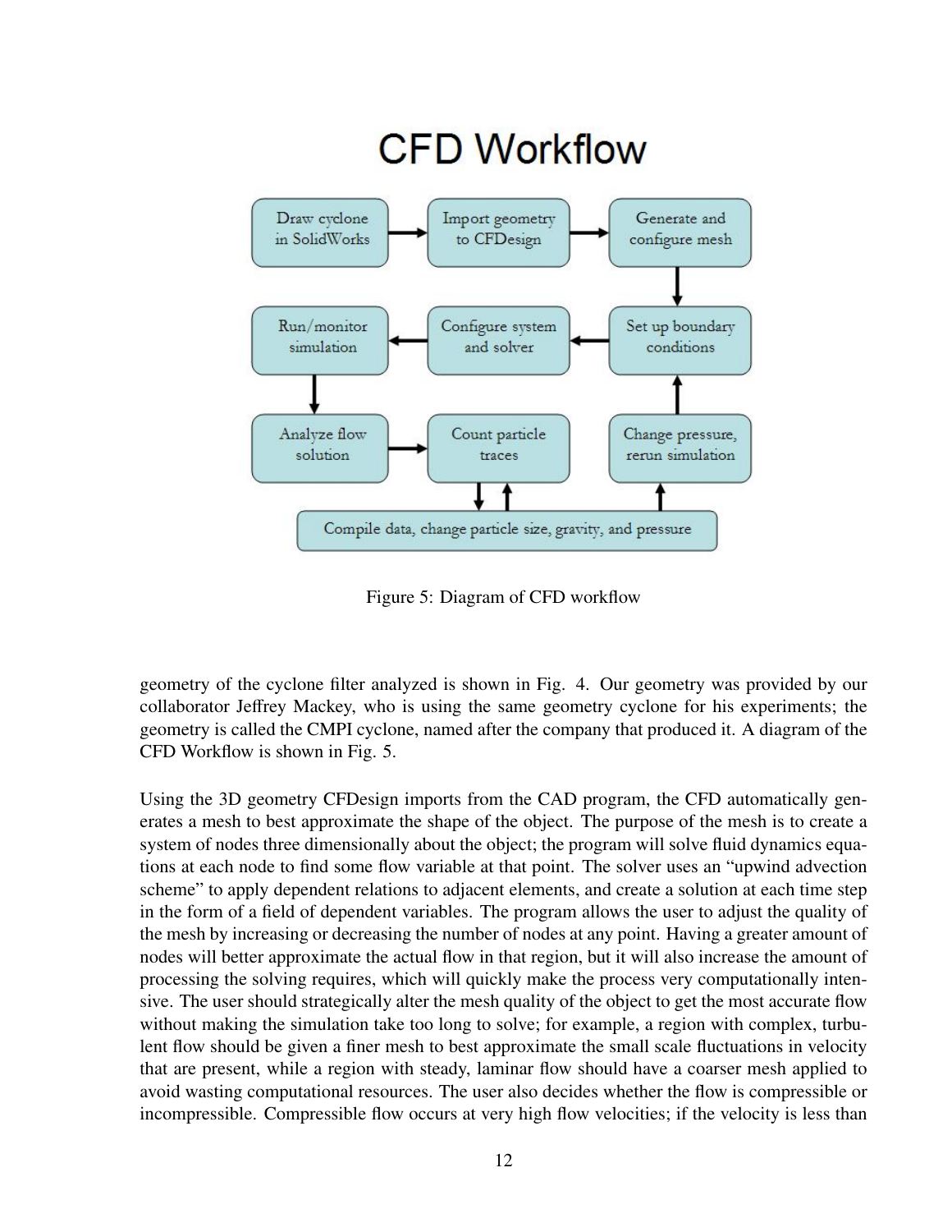Figure 5: Diagram of CFD workflow

geometry of the cyclone filter analyzed is shown in Fig. 4. Our geometry was provided by our collaborator Jeffrey Mackey, who is using the same geometry cyclone for his experiments; the geometry is called the CMPI cyclone, named after the company that produced it. A diagram of the CFD Workflow is shown in Fig. 5.

Using the 3D geometry CFDesign imports from the CAD program, the CFD automatically generates a mesh to best approximate the shape of the object. The purpose of the mesh is to create a system of nodes three dimensionally about the object; the program will solve fluid dynamics equations at each node to find some flow variable at that point. The solver uses an "upwind advection scheme" to apply dependent relations to adjacent elements, and create a solution at each time step in the form of a field of dependent variables. The program allows the user to adjust the quality of the mesh by increasing or decreasing the number of nodes at any point. Having a greater amount of nodes will better approximate the actual flow in that region, but it will also increase the amount of processing the solving requires, which will quickly make the process very computationally intensive. The user should strategically alter the mesh quality of the object to get the most accurate flow without making the simulation take too long to solve; for example, a region with complex, turbulent flow should be given a finer mesh to best approximate the small scale fluctuations in velocity that are present, while a region with steady, laminar flow should have a coarser mesh applied to avoid wasting computational resources. The user also decides whether the flow is compressible or incompressible. Compressible flow occurs at very high flow velocities; if the velocity is less than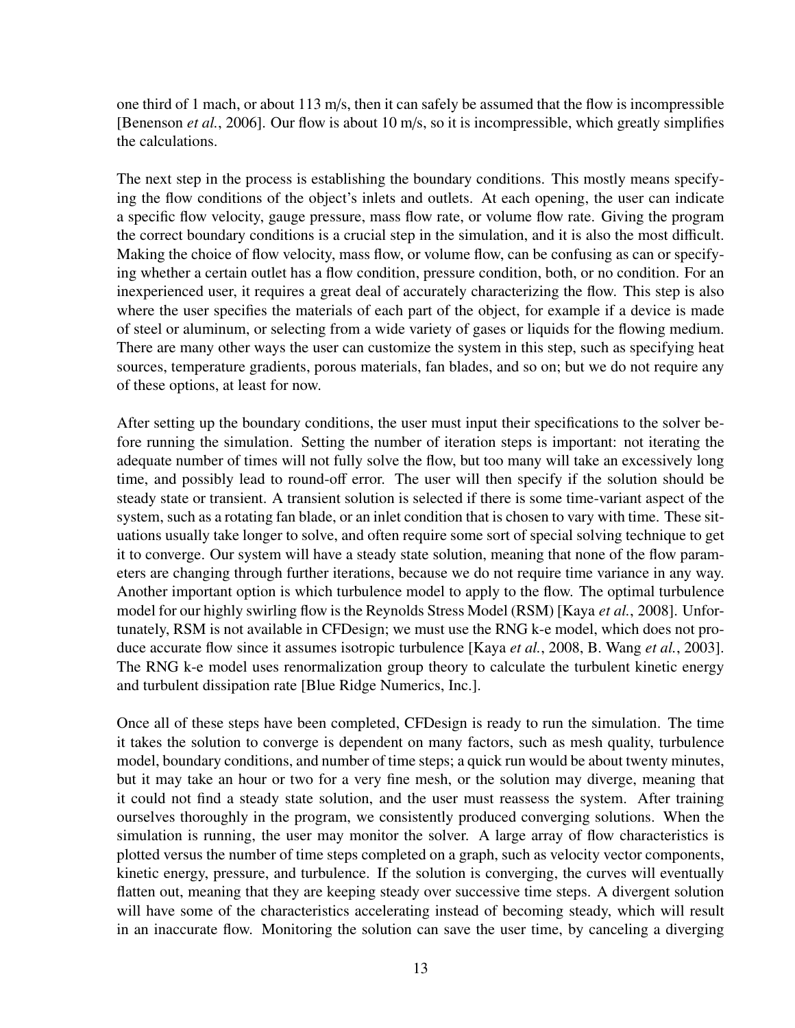one third of 1 mach, or about 113 m/s, then it can safely be assumed that the flow is incompressible [Benenson *et al.*, 2006]. Our flow is about 10 m/s, so it is incompressible, which greatly simplifies the calculations.

The next step in the process is establishing the boundary conditions. This mostly means specifying the flow conditions of the object's inlets and outlets. At each opening, the user can indicate a specific flow velocity, gauge pressure, mass flow rate, or volume flow rate. Giving the program the correct boundary conditions is a crucial step in the simulation, and it is also the most difficult. Making the choice of flow velocity, mass flow, or volume flow, can be confusing as can or specifying whether a certain outlet has a flow condition, pressure condition, both, or no condition. For an inexperienced user, it requires a great deal of accurately characterizing the flow. This step is also where the user specifies the materials of each part of the object, for example if a device is made of steel or aluminum, or selecting from a wide variety of gases or liquids for the flowing medium. There are many other ways the user can customize the system in this step, such as specifying heat sources, temperature gradients, porous materials, fan blades, and so on; but we do not require any of these options, at least for now.

After setting up the boundary conditions, the user must input their specifications to the solver before running the simulation. Setting the number of iteration steps is important: not iterating the adequate number of times will not fully solve the flow, but too many will take an excessively long time, and possibly lead to round-off error. The user will then specify if the solution should be steady state or transient. A transient solution is selected if there is some time-variant aspect of the system, such as a rotating fan blade, or an inlet condition that is chosen to vary with time. These situations usually take longer to solve, and often require some sort of special solving technique to get it to converge. Our system will have a steady state solution, meaning that none of the flow parameters are changing through further iterations, because we do not require time variance in any way. Another important option is which turbulence model to apply to the flow. The optimal turbulence model for our highly swirling flow is the Reynolds Stress Model (RSM) [Kaya *et al.*, 2008]. Unfortunately, RSM is not available in CFDesign; we must use the RNG k-e model, which does not produce accurate flow since it assumes isotropic turbulence [Kaya *et al.*, 2008, B. Wang *et al.*, 2003]. The RNG k-e model uses renormalization group theory to calculate the turbulent kinetic energy and turbulent dissipation rate [Blue Ridge Numerics, Inc.].

Once all of these steps have been completed, CFDesign is ready to run the simulation. The time it takes the solution to converge is dependent on many factors, such as mesh quality, turbulence model, boundary conditions, and number of time steps; a quick run would be about twenty minutes, but it may take an hour or two for a very fine mesh, or the solution may diverge, meaning that it could not find a steady state solution, and the user must reassess the system. After training ourselves thoroughly in the program, we consistently produced converging solutions. When the simulation is running, the user may monitor the solver. A large array of flow characteristics is plotted versus the number of time steps completed on a graph, such as velocity vector components, kinetic energy, pressure, and turbulence. If the solution is converging, the curves will eventually flatten out, meaning that they are keeping steady over successive time steps. A divergent solution will have some of the characteristics accelerating instead of becoming steady, which will result in an inaccurate flow. Monitoring the solution can save the user time, by canceling a diverging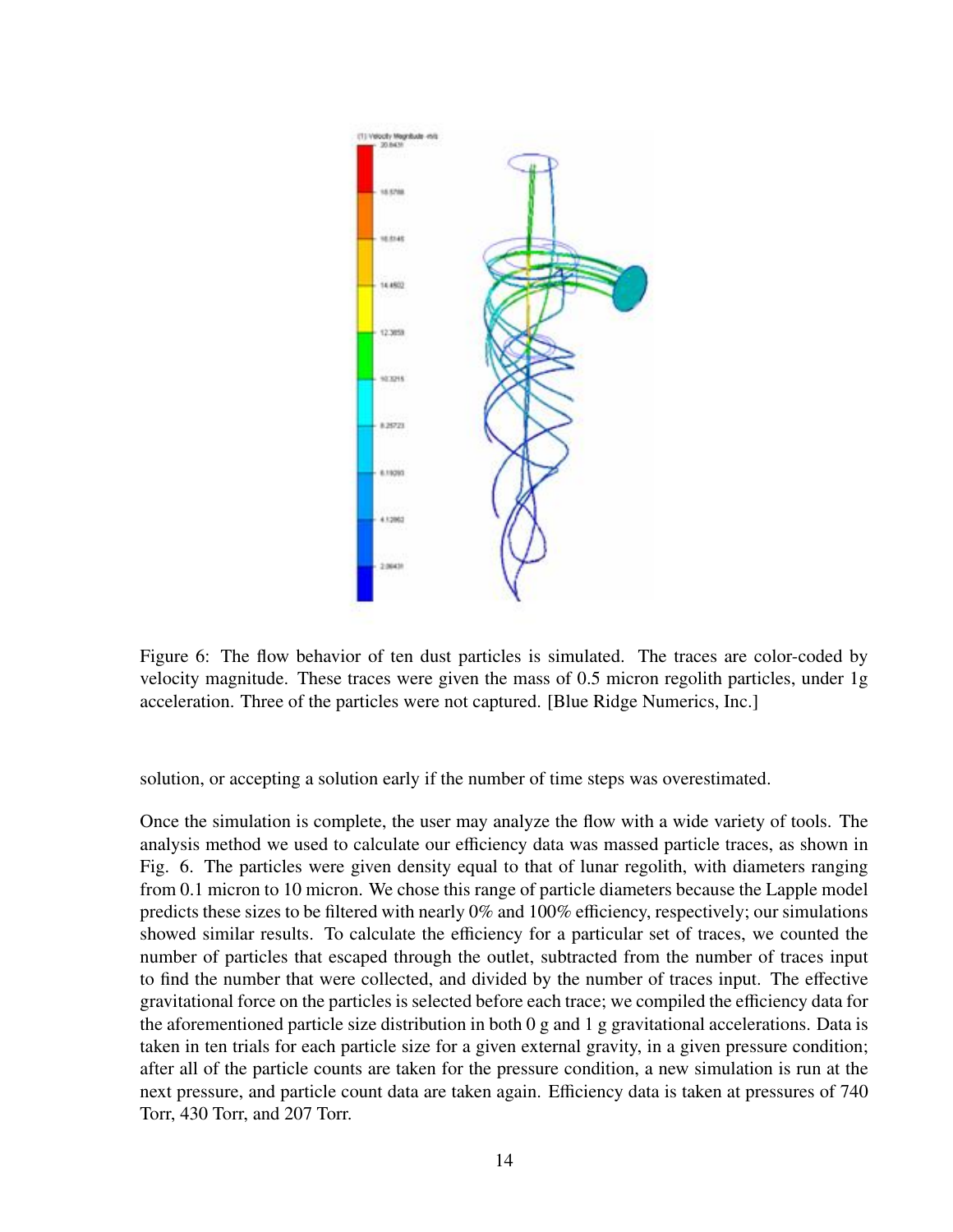Figure 6: The flow behavior of ten dust particles is simulated. The traces are color-coded by velocity magnitude. These traces were given the mass of 0.5 micron regolith particles, under 1g acceleration. Three of the particles were not captured. [Blue Ridge Numerics, Inc.]

solution, or accepting a solution early if the number of time steps was overestimated.

Once the simulation is complete, the user may analyze the flow with a wide variety of tools. The analysis method we used to calculate our efficiency data was massed particle traces, as shown in Fig. 6. The particles were given density equal to that of lunar regolith, with diameters ranging from 0.1 micron to 10 micron. We chose this range of particle diameters because the Lapple model predicts these sizes to be filtered with nearly 0% and 100% efficiency, respectively; our simulations showed similar results. To calculate the efficiency for a particular set of traces, we counted the number of particles that escaped through the outlet, subtracted from the number of traces input to find the number that were collected, and divided by the number of traces input. The effective gravitational force on the particles is selected before each trace; we compiled the efficiency data for the aforementioned particle size distribution in both 0 g and 1 g gravitational accelerations. Data is taken in ten trials for each particle size for a given external gravity, in a given pressure condition; after all of the particle counts are taken for the pressure condition, a new simulation is run at the next pressure, and particle count data are taken again. Efficiency data is taken at pressures of 740 Torr, 430 Torr, and 207 Torr.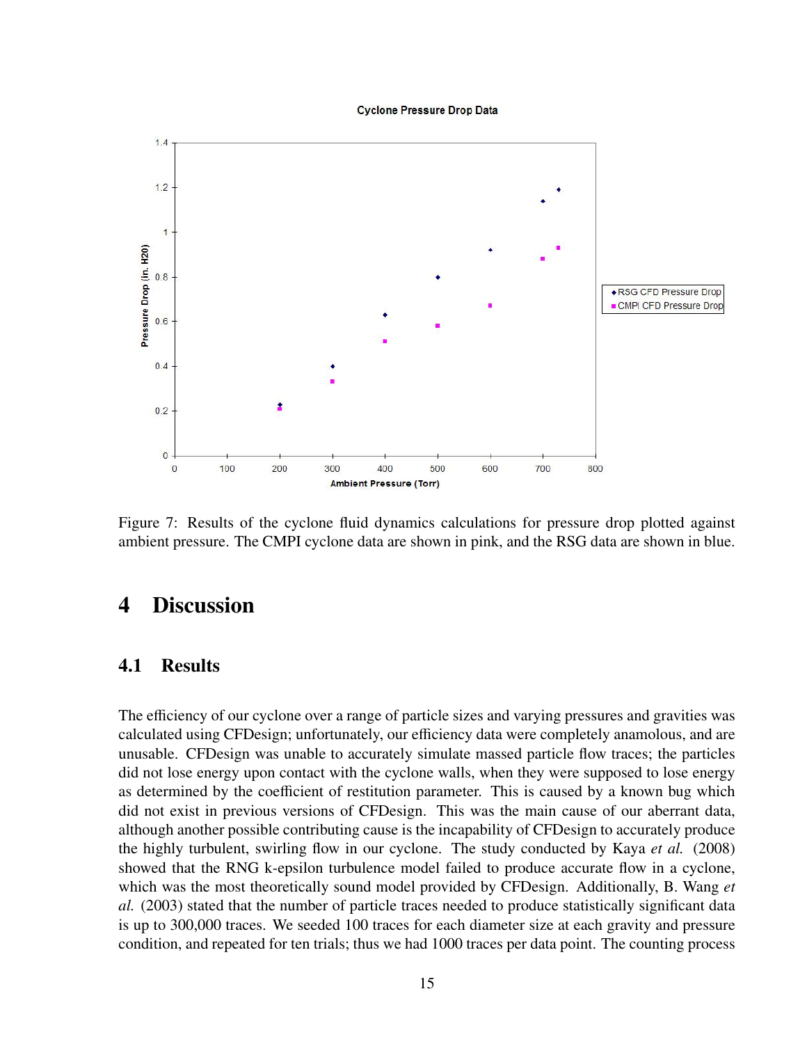Figure 7: Results of the cyclone fluid dynamics calculations for pressure drop plotted against ambient pressure. The CMPI cyclone data are shown in pink, and the RSG data are shown in blue.

# 4 Discussion

## 4.1 Results

The efficiency of our cyclone over a range of particle sizes and varying pressures and gravities was calculated using CFDesign; unfortunately, our efficiency data were completely anamolous, and are unusable. CFDesign was unable to accurately simulate massed particle flow traces; the particles did not lose energy upon contact with the cyclone walls, when they were supposed to lose energy as determined by the coefficient of restitution parameter. This is caused by a known bug which did not exist in previous versions of CFDesign. This was the main cause of our aberrant data, although another possible contributing cause is the incapability of CFDesign to accurately produce the highly turbulent, swirling flow in our cyclone. The study conducted by Kaya *et al.* (2008) showed that the RNG k-epsilon turbulence model failed to produce accurate flow in a cyclone, which was the most theoretically sound model provided by CFDesign. Additionally, B. Wang *et al.* (2003) stated that the number of particle traces needed to produce statistically significant data is up to 300,000 traces. We seeded 100 traces for each diameter size at each gravity and pressure condition, and repeated for ten trials; thus we had 1000 traces per data point. The counting process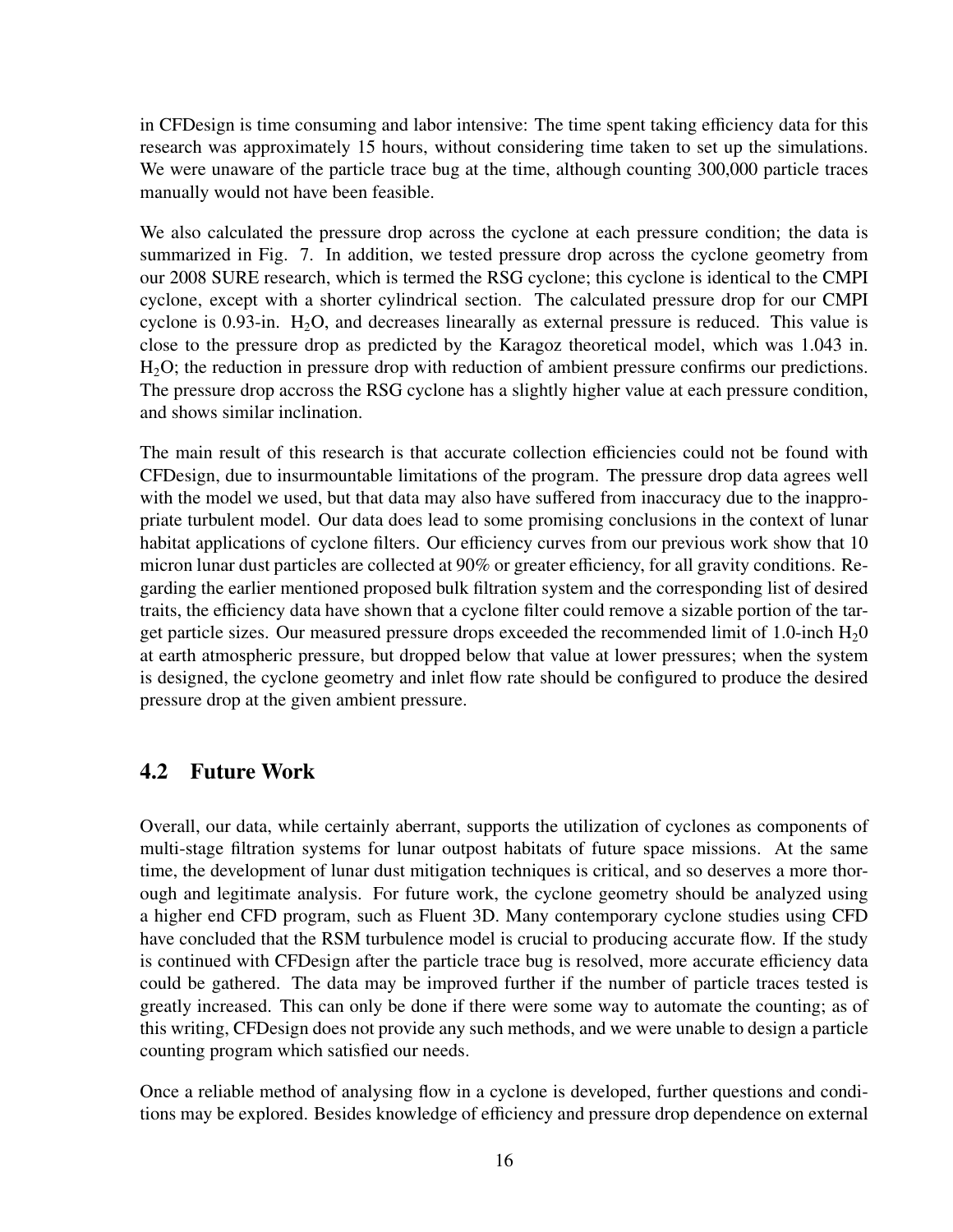in CFDesign is time consuming and labor intensive: The time spent taking efficiency data for this research was approximately 15 hours, without considering time taken to set up the simulations. We were unaware of the particle trace bug at the time, although counting 300,000 particle traces manually would not have been feasible.

We also calculated the pressure drop across the cyclone at each pressure condition; the data is summarized in Fig. 7. In addition, we tested pressure drop across the cyclone geometry from our 2008 SURE research, which is termed the RSG cyclone; this cyclone is identical to the CMPI cyclone, except with a shorter cylindrical section. The calculated pressure drop for our CMPI cyclone is 0.93-in. $H_2O$, and decreases linearally as external pressure is reduced. This value is close to the pressure drop as predicted by the Karagoz theoretical model, which was 1.043 in. $H_2O$; the reduction in pressure drop with reduction of ambient pressure confirms our predictions. The pressure drop accross the RSG cyclone has a slightly higher value at each pressure condition, and shows similar inclination.

The main result of this research is that accurate collection efficiencies could not be found with CFDesign, due to insurmountable limitations of the program. The pressure drop data agrees well with the model we used, but that data may also have suffered from inaccuracy due to the inappropriate turbulent model. Our data does lead to some promising conclusions in the context of lunar habitat applications of cyclone filters. Our efficiency curves from our previous work show that 10 micron lunar dust particles are collected at 90% or greater efficiency, for all gravity conditions. Regarding the earlier mentioned proposed bulk filtration system and the corresponding list of desired traits, the efficiency data have shown that a cyclone filter could remove a sizable portion of the target particle sizes. Our measured pressure drops exceeded the recommended limit of 1.0-inch $H_20$ at earth atmospheric pressure, but dropped below that value at lower pressures; when the system is designed, the cyclone geometry and inlet flow rate should be configured to produce the desired pressure drop at the given ambient pressure.

## 4.2 Future Work

Overall, our data, while certainly aberrant, supports the utilization of cyclones as components of multi-stage filtration systems for lunar outpost habitats of future space missions. At the same time, the development of lunar dust mitigation techniques is critical, and so deserves a more thorough and legitimate analysis. For future work, the cyclone geometry should be analyzed using a higher end CFD program, such as Fluent 3D. Many contemporary cyclone studies using CFD have concluded that the RSM turbulence model is crucial to producing accurate flow. If the study is continued with CFDesign after the particle trace bug is resolved, more accurate efficiency data could be gathered. The data may be improved further if the number of particle traces tested is greatly increased. This can only be done if there were some way to automate the counting; as of this writing, CFDesign does not provide any such methods, and we were unable to design a particle counting program which satisfied our needs.

Once a reliable method of analysing flow in a cyclone is developed, further questions and conditions may be explored. Besides knowledge of efficiency and pressure drop dependence on external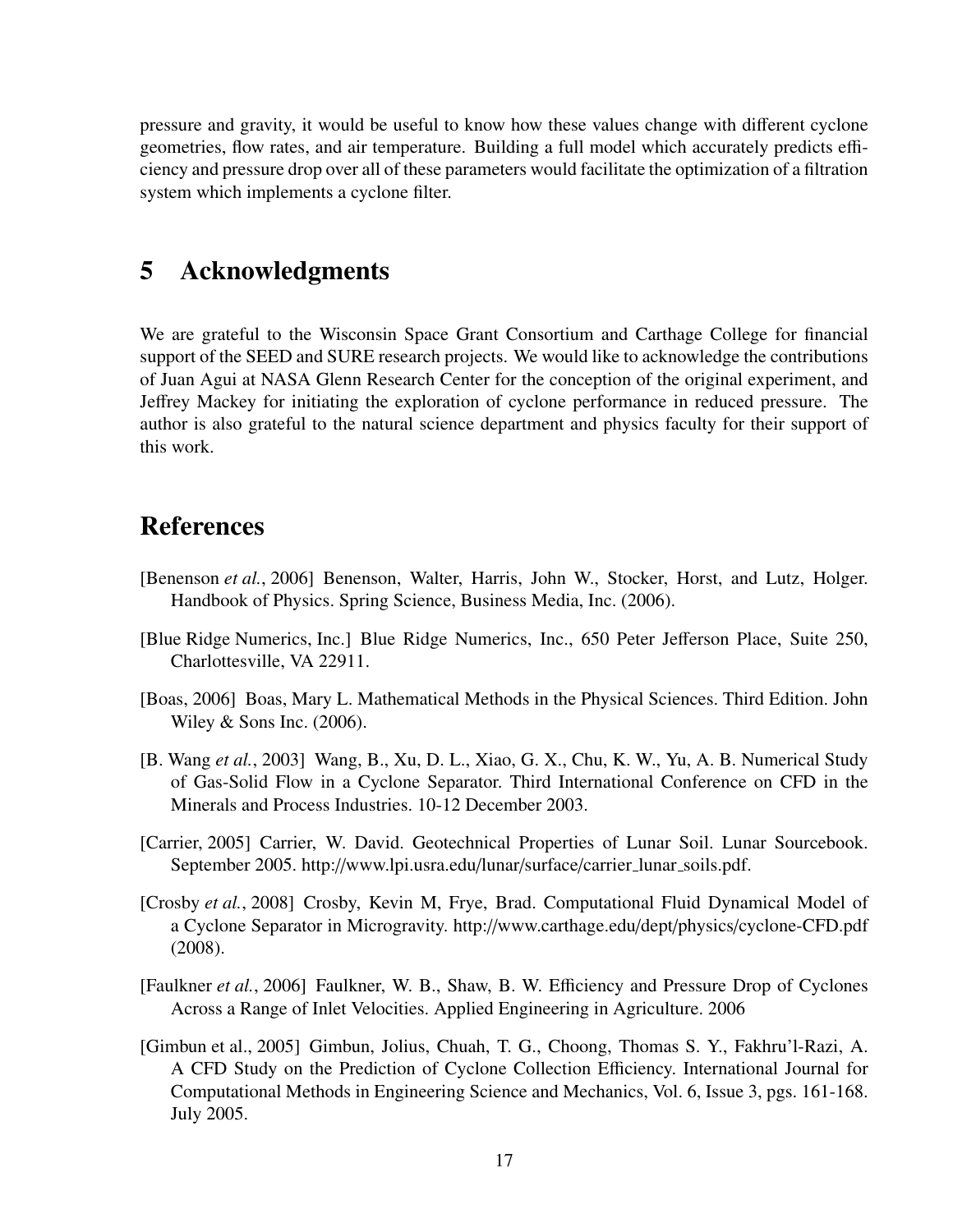pressure and gravity, it would be useful to know how these values change with different cyclone geometries, flow rates, and air temperature. Building a full model which accurately predicts efficiency and pressure drop over all of these parameters would facilitate the optimization of a filtration system which implements a cyclone filter.

# 5 Acknowledgments

We are grateful to the Wisconsin Space Grant Consortium and Carthage College for financial support of the SEED and SURE research projects. We would like to acknowledge the contributions of Juan Agui at NASA Glenn Research Center for the conception of the original experiment, and Jeffrey Mackey for initiating the exploration of cyclone performance in reduced pressure. The author is also grateful to the natural science department and physics faculty for their support of this work.

# References

[Benenson *et al.*, 2006] Benenson, Walter, Harris, John W., Stocker, Horst, and Lutz, Holger. Handbook of Physics. Spring Science, Business Media, Inc. (2006).

[Blue Ridge Numerics, Inc.] Blue Ridge Numerics, Inc., 650 Peter Jefferson Place, Suite 250, Charlottesville, VA 22911.

[Boas, 2006] Boas, Mary L. Mathematical Methods in the Physical Sciences. Third Edition. John Wiley & Sons Inc. (2006).

[B. Wang *et al.*, 2003] Wang, B., Xu, D. L., Xiao, G. X., Chu, K. W., Yu, A. B. Numerical Study of Gas-Solid Flow in a Cyclone Separator. Third International Conference on CFD in the Minerals and Process Industries. 10-12 December 2003.

[Carrier, 2005] Carrier, W. David. Geotechnical Properties of Lunar Soil. Lunar Sourcebook. September 2005. http://www.lpi.usra.edu/lunar/surface/carrier_lunar_soils.pdf.

[Crosby *et al.*, 2008] Crosby, Kevin M, Frye, Brad. Computational Fluid Dynamical Model of a Cyclone Separator in Microgravity. http://www.carthage.edu/dept/physics/cyclone-CFD.pdf (2008).

[Faulkner *et al.*, 2006] Faulkner, W. B., Shaw, B. W. Efficiency and Pressure Drop of Cyclones Across a Range of Inlet Velocities. Applied Engineering in Agriculture. 2006

[Gimbun et al., 2005] Gimbun, Jolius, Chuah, T. G., Choong, Thomas S. Y., Fakhru'l-Razi, A. A CFD Study on the Prediction of Cyclone Collection Efficiency. International Journal for Computational Methods in Engineering Science and Mechanics, Vol. 6, Issue 3, pgs. 161-168. July 2005.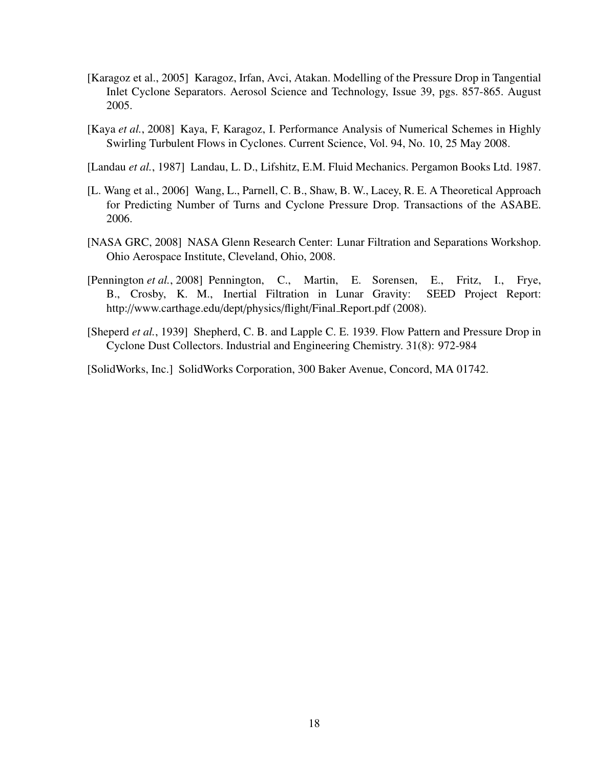[Karagoz et al., 2005] Karagoz, Irfan, Avci, Atakan. Modelling of the Pressure Drop in Tangential Inlet Cyclone Separators. Aerosol Science and Technology, Issue 39, pgs. 857-865. August 2005.

[Kaya *et al.*, 2008] Kaya, F, Karagoz, I. Performance Analysis of Numerical Schemes in Highly Swirling Turbulent Flows in Cyclones. Current Science, Vol. 94, No. 10, 25 May 2008.

[Landau *et al.*, 1987] Landau, L. D., Lifshitz, E.M. Fluid Mechanics. Pergamon Books Ltd. 1987.

[L. Wang et al., 2006] Wang, L., Parnell, C. B., Shaw, B. W., Lacey, R. E. A Theoretical Approach for Predicting Number of Turns and Cyclone Pressure Drop. Transactions of the ASABE. 2006.

[NASA GRC, 2008] NASA Glenn Research Center: Lunar Filtration and Separations Workshop. Ohio Aerospace Institute, Cleveland, Ohio, 2008.

[Pennington *et al.*, 2008] Pennington, C., Martin, E. Sorensen, E., Fritz, I., Frye, B., Crosby, K. M., Inertial Filtration in Lunar Gravity: SEED Project Report: http://www.carthage.edu/dept/physics/flight/Final_Report.pdf (2008).

[Sheperd *et al.*, 1939] Shepherd, C. B. and Lapple C. E. 1939. Flow Pattern and Pressure Drop in Cyclone Dust Collectors. Industrial and Engineering Chemistry. 31(8): 972-984

[SolidWorks, Inc.] SolidWorks Corporation, 300 Baker Avenue, Concord, MA 01742.